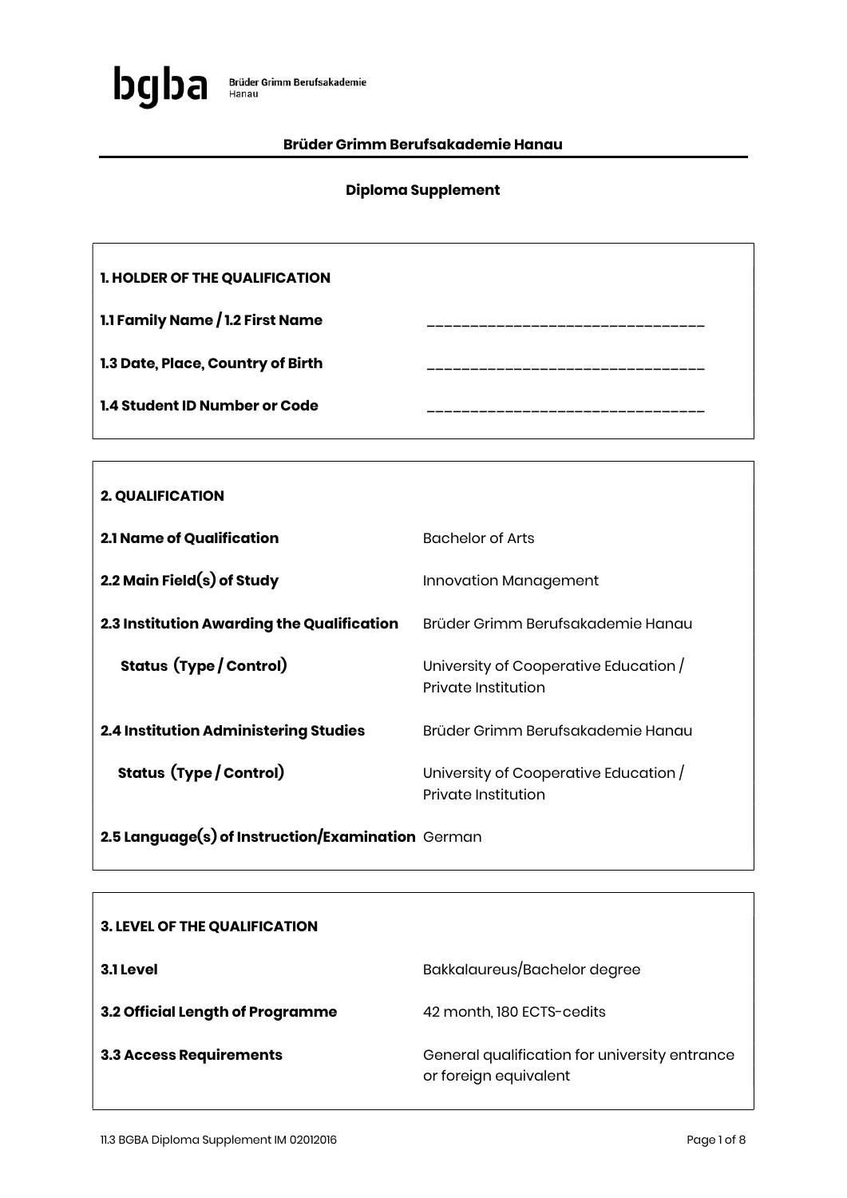bgba Brüder Grimm Berufsakademie Hanau

**Brüder Grimm Berufsakademie Hanau**

**Diploma Supplement**

| **1. HOLDER OF THE QUALIFICATION** | |
|---|---|
| **1.1 Family Name / 1.2 First Name** | _______________________________ |
| **1.3 Date, Place, Country of Birth** | _______________________________ |
| **1.4 Student ID Number or Code** | _______________________________ |

| **2. QUALIFICATION** | |
|---|---|
| **2.1 Name of Qualification** | Bachelor of Arts |
| **2.2 Main Field(s) of Study** | Innovation Management |
| **2.3 Institution Awarding the Qualification** | Brüder Grimm Berufsakademie Hanau |
| **Status (Type / Control)** | University of Cooperative Education / Private Institution |
| **2.4 Institution Administering Studies** | Brüder Grimm Berufsakademie Hanau |
| **Status (Type / Control)** | University of Cooperative Education / Private Institution |
| **2.5 Language(s) of Instruction/Examination** | German |

| **3. LEVEL OF THE QUALIFICATION** | |
|---|---|
| **3.1 Level** | Bakkalaureus/Bachelor degree |
| **3.2 Official Length of Programme** | 42 month, 180 ECTS-cedits |
| **3.3 Access Requirements** | General qualification for university entrance or foreign equivalent |

11.3 BGBA Diploma Supplement IM 02012016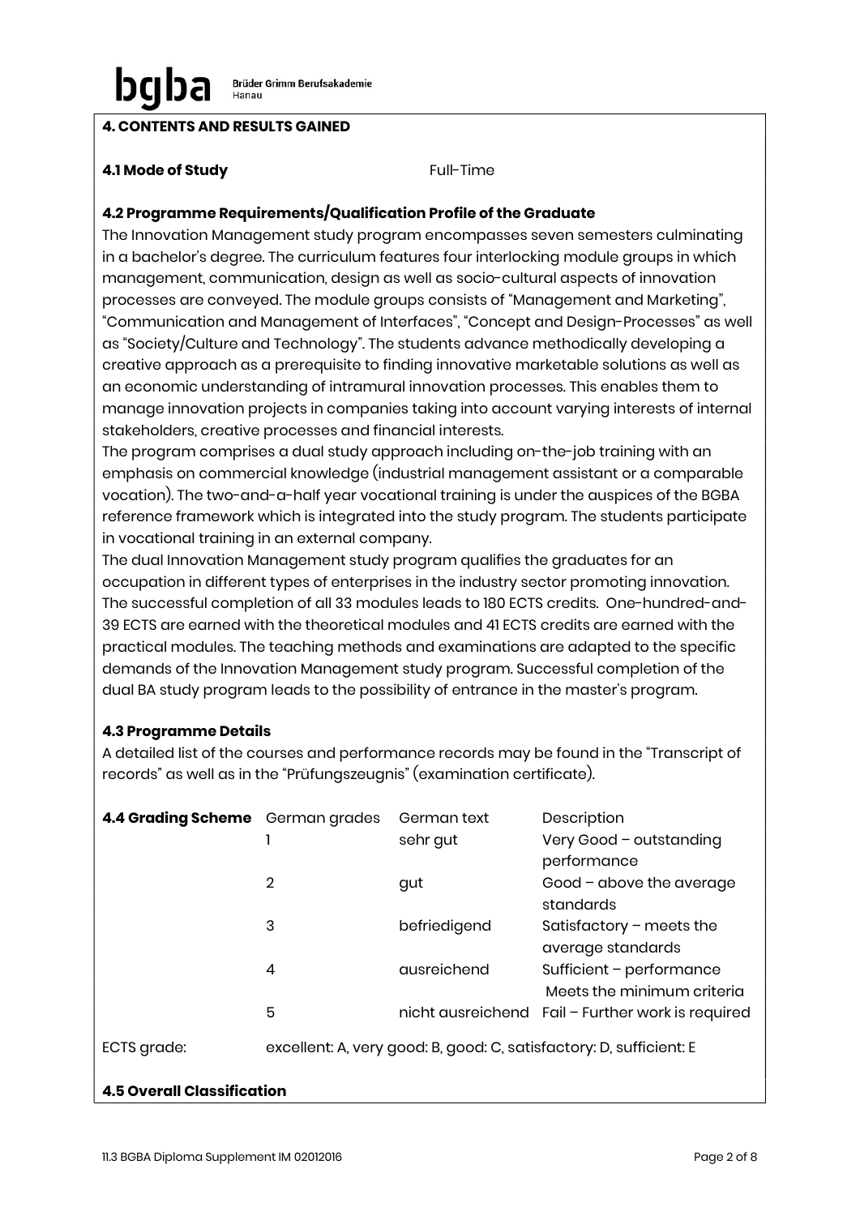## 4. CONTENTS AND RESULTS GAINED

**4.1 Mode of Study** Full-Time

### 4.2 Programme Requirements/Qualification Profile of the Graduate

The Innovation Management study program encompasses seven semesters culminating in a bachelor's degree. The curriculum features four interlocking module groups in which management, communication, design as well as socio-cultural aspects of innovation processes are conveyed. The module groups consists of "Management and Marketing", "Communication and Management of Interfaces", "Concept and Design-Processes" as well as "Society/Culture and Technology". The students advance methodically developing a creative approach as a prerequisite to finding innovative marketable solutions as well as an economic understanding of intramural innovation processes. This enables them to manage innovation projects in companies taking into account varying interests of internal stakeholders, creative processes and financial interests.

The program comprises a dual study approach including on-the-job training with an emphasis on commercial knowledge (industrial management assistant or a comparable vocation). The two-and-a-half year vocational training is under the auspices of the BGBA reference framework which is integrated into the study program. The students participate in vocational training in an external company.

The dual Innovation Management study program qualifies the graduates for an occupation in different types of enterprises in the industry sector promoting innovation. The successful completion of all 33 modules leads to 180 ECTS credits. One-hundred-and-39 ECTS are earned with the theoretical modules and 41 ECTS credits are earned with the practical modules. The teaching methods and examinations are adapted to the specific demands of the Innovation Management study program. Successful completion of the dual BA study program leads to the possibility of entrance in the master's program.

### 4.3 Programme Details

A detailed list of the courses and performance records may be found in the "Transcript of records" as well as in the "Prüfungszeugnis" (examination certificate).

| **4.4 Grading Scheme** | German grades | German text | Description |
|---|---|---|---|
| | 1 | sehr gut | Very Good – outstanding performance |
| | 2 | gut | Good – above the average standards |
| | 3 | befriedigend | Satisfactory – meets the average standards |
| | 4 | ausreichend | Sufficient – performance Meets the minimum criteria |
| | 5 | nicht ausreichend | Fail – Further work is required |

ECTS grade: excellent: A, very good: B, good: C, satisfactory: D, sufficient: E

### 4.5 Overall Classification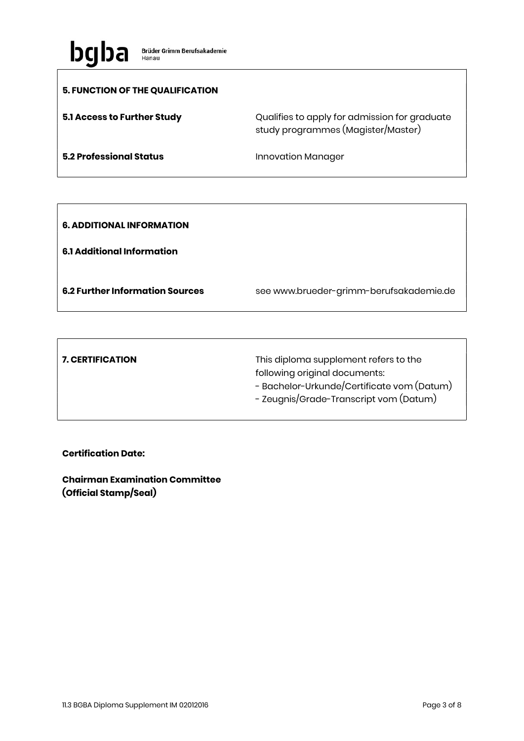## 5. FUNCTION OF THE QUALIFICATION

| | |
|---|---|
| **5.1 Access to Further Study** | Qualifies to apply for admission for graduate study programmes (Magister/Master) |
| **5.2 Professional Status** | Innovation Manager |

## 6. ADDITIONAL INFORMATION

| | |
|---|---|
| **6.1 Additional Information** | |
| **6.2 Further Information Sources** | see www.brueder-grimm-berufsakademie.de |

## 7. CERTIFICATION

This diploma supplement refers to the following original documents:

- Bachelor-Urkunde/Certificate vom (Datum)
- Zeugnis/Grade-Transcript vom (Datum)

**Certification Date:**

**Chairman Examination Committee**
**(Official Stamp/Seal)**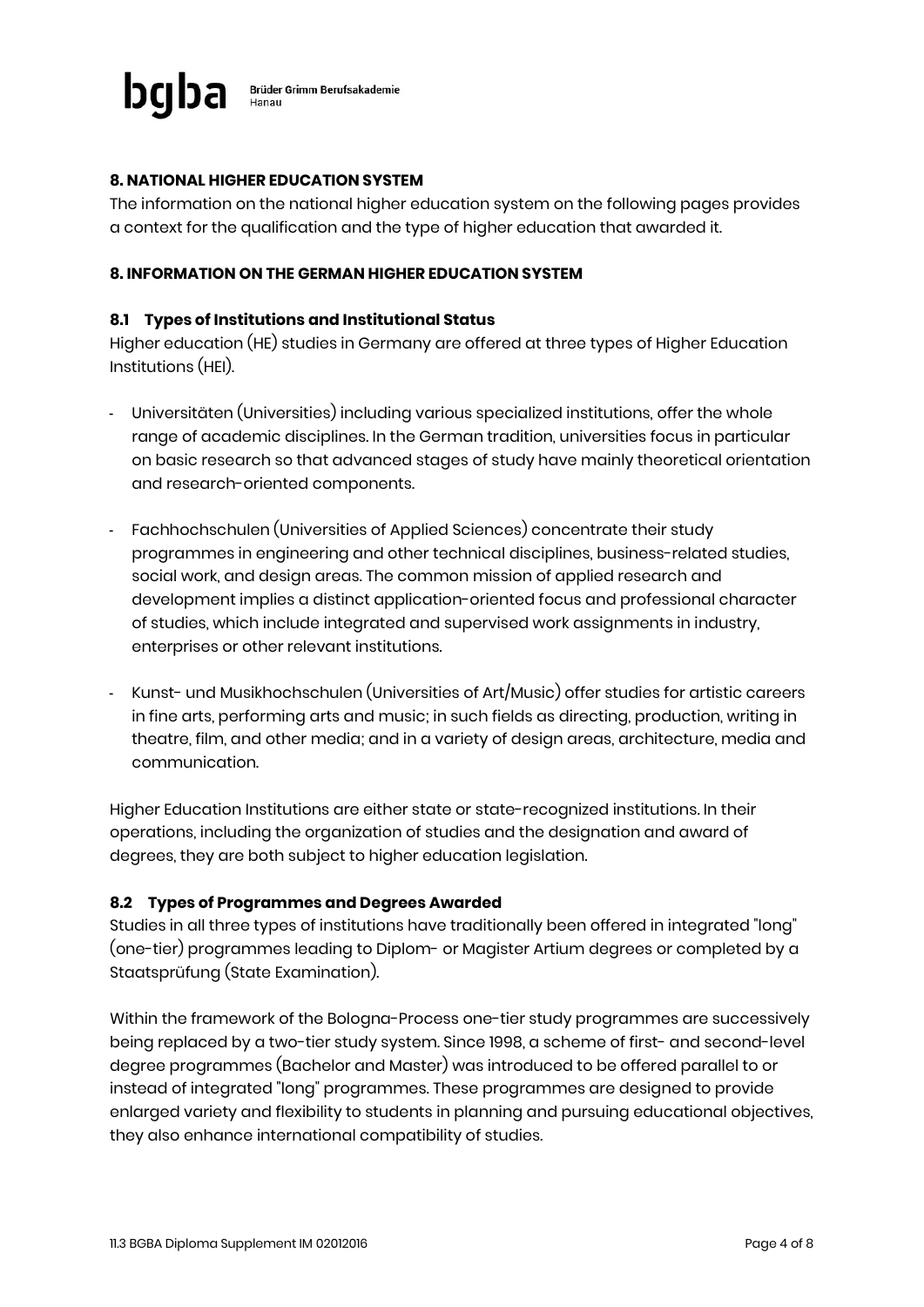## 8. NATIONAL HIGHER EDUCATION SYSTEM

The information on the national higher education system on the following pages provides a context for the qualification and the type of higher education that awarded it.

## 8. INFORMATION ON THE GERMAN HIGHER EDUCATION SYSTEM

### 8.1 Types of Institutions and Institutional Status

Higher education (HE) studies in Germany are offered at three types of Higher Education Institutions (HEI).

- Universitäten (Universities) including various specialized institutions, offer the whole range of academic disciplines. In the German tradition, universities focus in particular on basic research so that advanced stages of study have mainly theoretical orientation and research-oriented components.

- Fachhochschulen (Universities of Applied Sciences) concentrate their study programmes in engineering and other technical disciplines, business-related studies, social work, and design areas. The common mission of applied research and development implies a distinct application-oriented focus and professional character of studies, which include integrated and supervised work assignments in industry, enterprises or other relevant institutions.

- Kunst- und Musikhochschulen (Universities of Art/Music) offer studies for artistic careers in fine arts, performing arts and music; in such fields as directing, production, writing in theatre, film, and other media; and in a variety of design areas, architecture, media and communication.

Higher Education Institutions are either state or state-recognized institutions. In their operations, including the organization of studies and the designation and award of degrees, they are both subject to higher education legislation.

### 8.2 Types of Programmes and Degrees Awarded

Studies in all three types of institutions have traditionally been offered in integrated "long" (one-tier) programmes leading to Diplom- or Magister Artium degrees or completed by a Staatsprüfung (State Examination).

Within the framework of the Bologna-Process one-tier study programmes are successively being replaced by a two-tier study system. Since 1998, a scheme of first- and second-level degree programmes (Bachelor and Master) was introduced to be offered parallel to or instead of integrated "long" programmes. These programmes are designed to provide enlarged variety and flexibility to students in planning and pursuing educational objectives, they also enhance international compatibility of studies.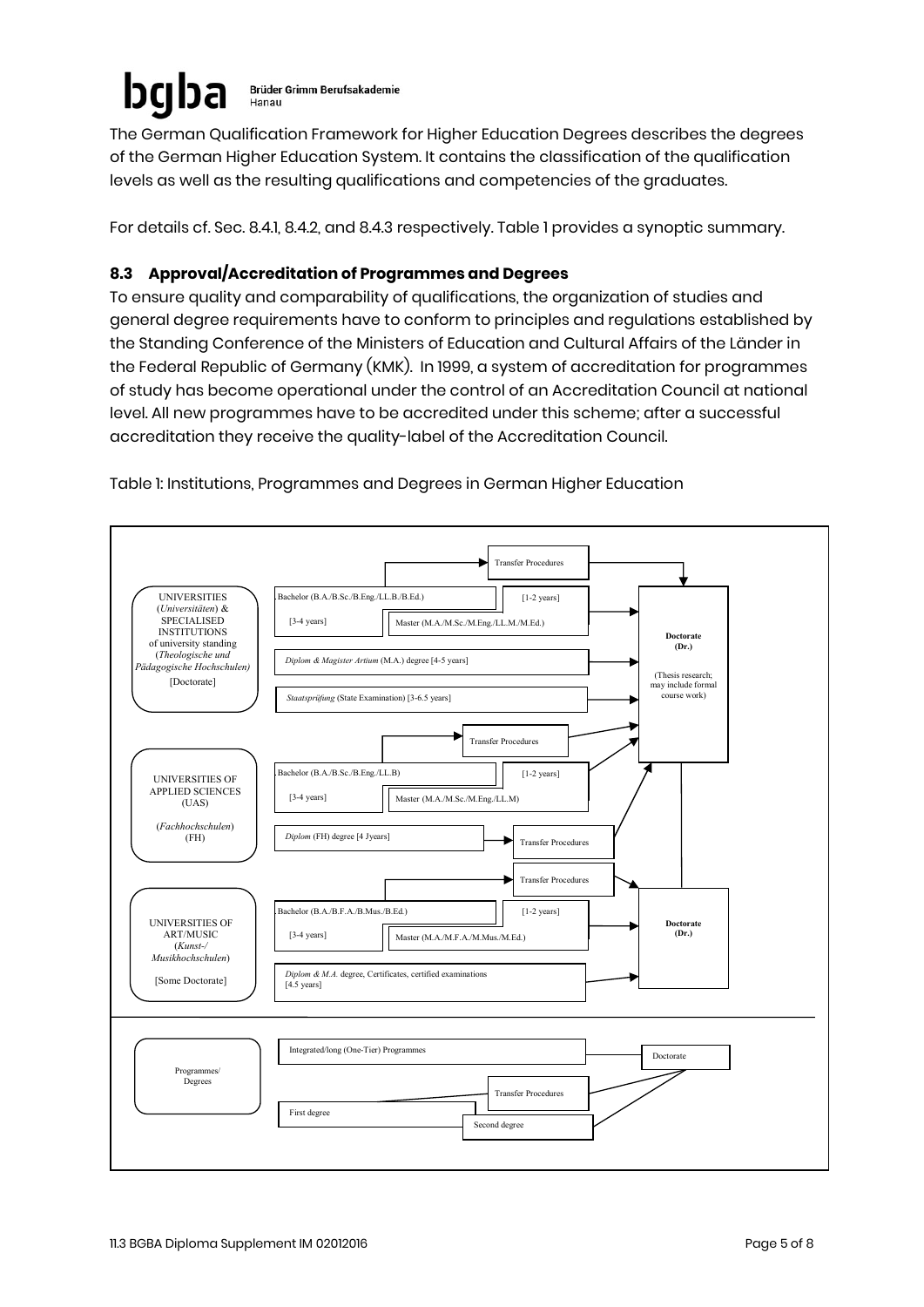The German Qualification Framework for Higher Education Degrees describes the degrees of the German Higher Education System. It contains the classification of the qualification levels as well as the resulting qualifications and competencies of the graduates.

For details cf. Sec. 8.4.1, 8.4.2, and 8.4.3 respectively. Table 1 provides a synoptic summary.

### 8.3 Approval/Accreditation of Programmes and Degrees

To ensure quality and comparability of qualifications, the organization of studies and general degree requirements have to conform to principles and regulations established by the Standing Conference of the Ministers of Education and Cultural Affairs of the Länder in the Federal Republic of Germany (KMK). In 1999, a system of accreditation for programmes of study has become operational under the control of an Accreditation Council at national level. All new programmes have to be accredited under this scheme; after a successful accreditation they receive the quality-label of the Accreditation Council.

Table 1: Institutions, Programmes and Degrees in German Higher Education

UNIVERSITIES (*Universitäten*) & SPECIALISED INSTITUTIONS of university standing (*Theologische und Pädagogische Hochschulen*) [Doctorate]

- Bachelor (B.A./B.Sc./B.Eng./LL.B./B.Ed.) [3-4 years]
- Master (M.A./M.Sc./M.Eng./LL.M./M.Ed.) [1-2 years]
- Transfer Procedures
- *Diplom & Magister Artium* (M.A.) degree [4-5 years]
- *Staatsprüfung* (State Examination) [3-6.5 years]
- **Doctorate (Dr.)** (Thesis research; may include formal course work)

UNIVERSITIES OF APPLIED SCIENCES (UAS) (*Fachhochschulen*) (FH)

- Bachelor (B.A./B.Sc./B.Eng./LL.B) [3-4 years]
- Master (M.A./M.Sc./M.Eng./LL.M) [1-2 years]
- Transfer Procedures
- *Diplom* (FH) degree [4 Jyears]
- Transfer Procedures

UNIVERSITIES OF ART/MUSIC (*Kunst-/ Musikhochschulen*) [Some Doctorate]

- Bachelor (B.A./B.F.A./B.Mus./B.Ed.) [3-4 years]
- Master (M.A./M.F.A./M.Mus./M.Ed.) [1-2 years]
- Transfer Procedures
- *Diplom & M.A.* degree, Certificates, certified examinations [4.5 years]
- **Doctorate (Dr.)**

Programmes/ Degrees

- Integrated/long (One-Tier) Programmes
- First degree
- Second degree
- Transfer Procedures
- Doctorate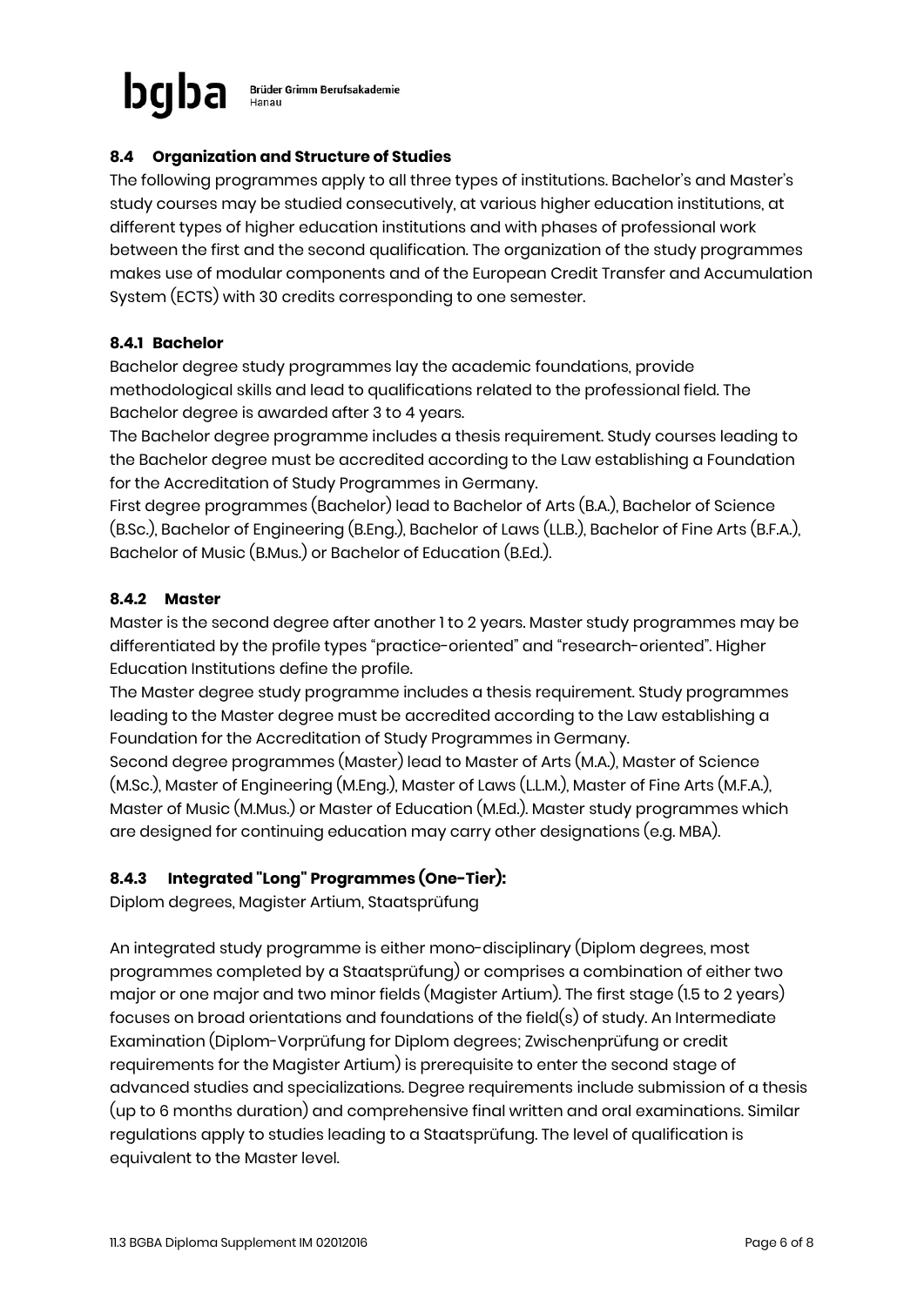### 8.4 Organization and Structure of Studies

The following programmes apply to all three types of institutions. Bachelor's and Master's study courses may be studied consecutively, at various higher education institutions, at different types of higher education institutions and with phases of professional work between the first and the second qualification. The organization of the study programmes makes use of modular components and of the European Credit Transfer and Accumulation System (ECTS) with 30 credits corresponding to one semester.

#### 8.4.1 Bachelor

Bachelor degree study programmes lay the academic foundations, provide methodological skills and lead to qualifications related to the professional field. The Bachelor degree is awarded after 3 to 4 years.

The Bachelor degree programme includes a thesis requirement. Study courses leading to the Bachelor degree must be accredited according to the Law establishing a Foundation for the Accreditation of Study Programmes in Germany.

First degree programmes (Bachelor) lead to Bachelor of Arts (B.A.), Bachelor of Science (B.Sc.), Bachelor of Engineering (B.Eng.), Bachelor of Laws (LL.B.), Bachelor of Fine Arts (B.F.A.), Bachelor of Music (B.Mus.) or Bachelor of Education (B.Ed.).

#### 8.4.2 Master

Master is the second degree after another 1 to 2 years. Master study programmes may be differentiated by the profile types "practice-oriented" and "research-oriented". Higher Education Institutions define the profile.

The Master degree study programme includes a thesis requirement. Study programmes leading to the Master degree must be accredited according to the Law establishing a Foundation for the Accreditation of Study Programmes in Germany.

Second degree programmes (Master) lead to Master of Arts (M.A.), Master of Science (M.Sc.), Master of Engineering (M.Eng.), Master of Laws (L.L.M.), Master of Fine Arts (M.F.A.), Master of Music (M.Mus.) or Master of Education (M.Ed.). Master study programmes which are designed for continuing education may carry other designations (e.g. MBA).

#### 8.4.3 Integrated "Long" Programmes (One-Tier):

Diplom degrees, Magister Artium, Staatsprüfung

An integrated study programme is either mono-disciplinary (Diplom degrees, most programmes completed by a Staatsprüfung) or comprises a combination of either two major or one major and two minor fields (Magister Artium). The first stage (1.5 to 2 years) focuses on broad orientations and foundations of the field(s) of study. An Intermediate Examination (Diplom-Vorprüfung for Diplom degrees; Zwischenprüfung or credit requirements for the Magister Artium) is prerequisite to enter the second stage of advanced studies and specializations. Degree requirements include submission of a thesis (up to 6 months duration) and comprehensive final written and oral examinations. Similar regulations apply to studies leading to a Staatsprüfung. The level of qualification is equivalent to the Master level.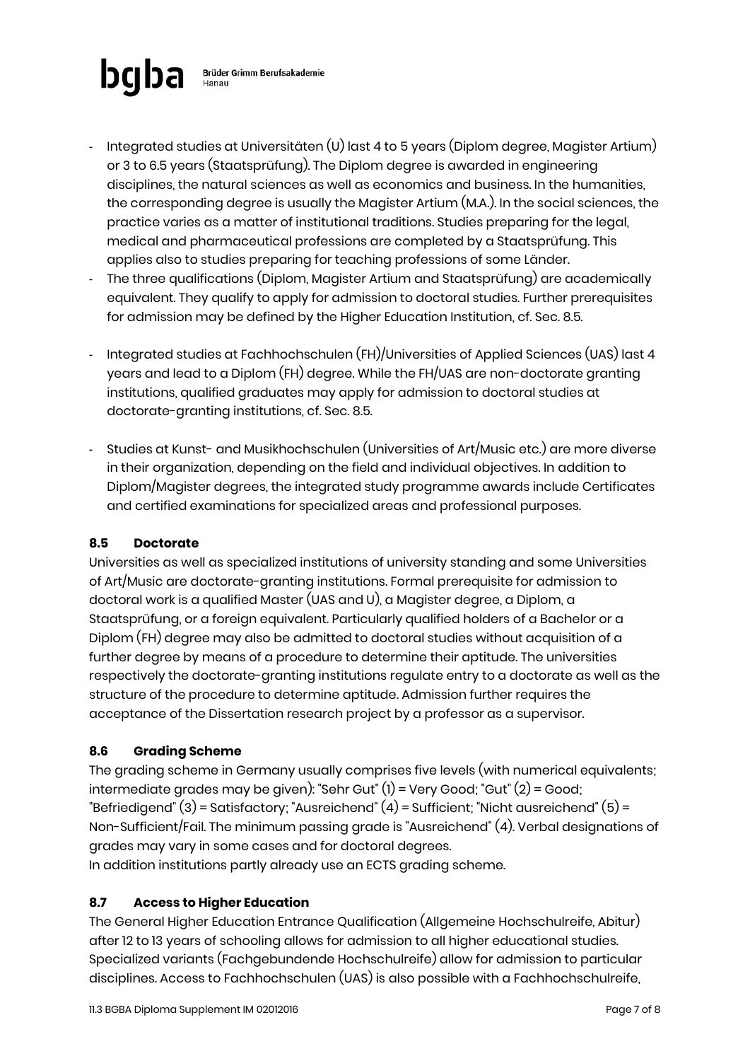- Integrated studies at Universitäten (U) last 4 to 5 years (Diplom degree, Magister Artium) or 3 to 6.5 years (Staatsprüfung). The Diplom degree is awarded in engineering disciplines, the natural sciences as well as economics and business. In the humanities, the corresponding degree is usually the Magister Artium (M.A.). In the social sciences, the practice varies as a matter of institutional traditions. Studies preparing for the legal, medical and pharmaceutical professions are completed by a Staatsprüfung. This applies also to studies preparing for teaching professions of some Länder.
- The three qualifications (Diplom, Magister Artium and Staatsprüfung) are academically equivalent. They qualify to apply for admission to doctoral studies. Further prerequisites for admission may be defined by the Higher Education Institution, cf. Sec. 8.5.
- Integrated studies at Fachhochschulen (FH)/Universities of Applied Sciences (UAS) last 4 years and lead to a Diplom (FH) degree. While the FH/UAS are non-doctorate granting institutions, qualified graduates may apply for admission to doctoral studies at doctorate-granting institutions, cf. Sec. 8.5.
- Studies at Kunst- and Musikhochschulen (Universities of Art/Music etc.) are more diverse in their organization, depending on the field and individual objectives. In addition to Diplom/Magister degrees, the integrated study programme awards include Certificates and certified examinations for specialized areas and professional purposes.

### 8.5 Doctorate

Universities as well as specialized institutions of university standing and some Universities of Art/Music are doctorate-granting institutions. Formal prerequisite for admission to doctoral work is a qualified Master (UAS and U), a Magister degree, a Diplom, a Staatsprüfung, or a foreign equivalent. Particularly qualified holders of a Bachelor or a Diplom (FH) degree may also be admitted to doctoral studies without acquisition of a further degree by means of a procedure to determine their aptitude. The universities respectively the doctorate-granting institutions regulate entry to a doctorate as well as the structure of the procedure to determine aptitude. Admission further requires the acceptance of the Dissertation research project by a professor as a supervisor.

### 8.6 Grading Scheme

The grading scheme in Germany usually comprises five levels (with numerical equivalents; intermediate grades may be given): "Sehr Gut" (1) = Very Good; "Gut" (2) = Good; "Befriedigend" (3) = Satisfactory; "Ausreichend" (4) = Sufficient; "Nicht ausreichend" (5) = Non-Sufficient/Fail. The minimum passing grade is "Ausreichend" (4). Verbal designations of grades may vary in some cases and for doctoral degrees.
In addition institutions partly already use an ECTS grading scheme.

### 8.7 Access to Higher Education

The General Higher Education Entrance Qualification (Allgemeine Hochschulreife, Abitur) after 12 to 13 years of schooling allows for admission to all higher educational studies. Specialized variants (Fachgebundende Hochschulreife) allow for admission to particular disciplines. Access to Fachhochschulen (UAS) is also possible with a Fachhochschulreife,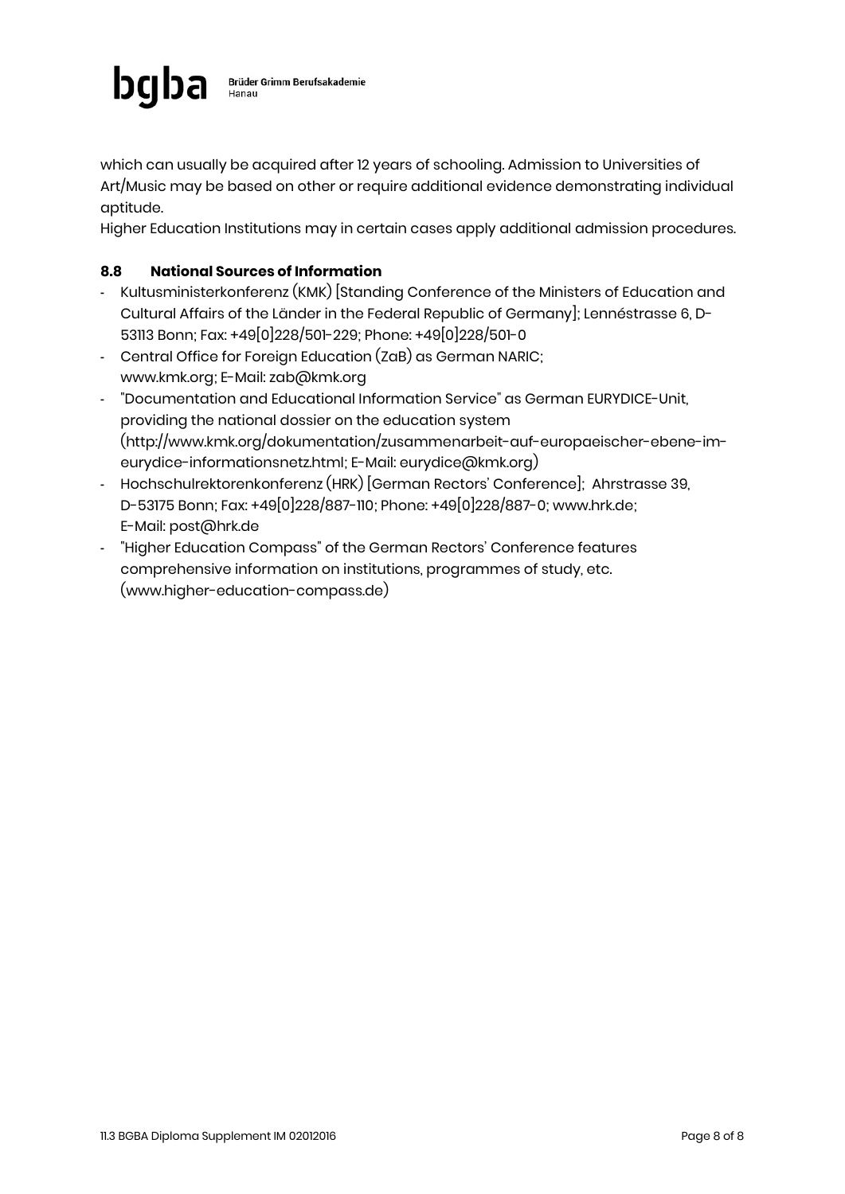which can usually be acquired after 12 years of schooling. Admission to Universities of Art/Music may be based on other or require additional evidence demonstrating individual aptitude.

Higher Education Institutions may in certain cases apply additional admission procedures.

### 8.8 National Sources of Information

- Kultusministerkonferenz (KMK) [Standing Conference of the Ministers of Education and Cultural Affairs of the Länder in the Federal Republic of Germany]; Lennéstrasse 6, D-53113 Bonn; Fax: +49[0]228/501-229; Phone: +49[0]228/501-0
- Central Office for Foreign Education (ZaB) as German NARIC; www.kmk.org; E-Mail: zab@kmk.org
- "Documentation and Educational Information Service" as German EURYDICE-Unit, providing the national dossier on the education system (http://www.kmk.org/dokumentation/zusammenarbeit-auf-europaeischer-ebene-im-eurydice-informationsnetz.html; E-Mail: eurydice@kmk.org)
- Hochschulrektorenkonferenz (HRK) [German Rectors' Conference]; Ahrstrasse 39, D-53175 Bonn; Fax: +49[0]228/887-110; Phone: +49[0]228/887-0; www.hrk.de; E-Mail: post@hrk.de
- "Higher Education Compass" of the German Rectors' Conference features comprehensive information on institutions, programmes of study, etc. (www.higher-education-compass.de)